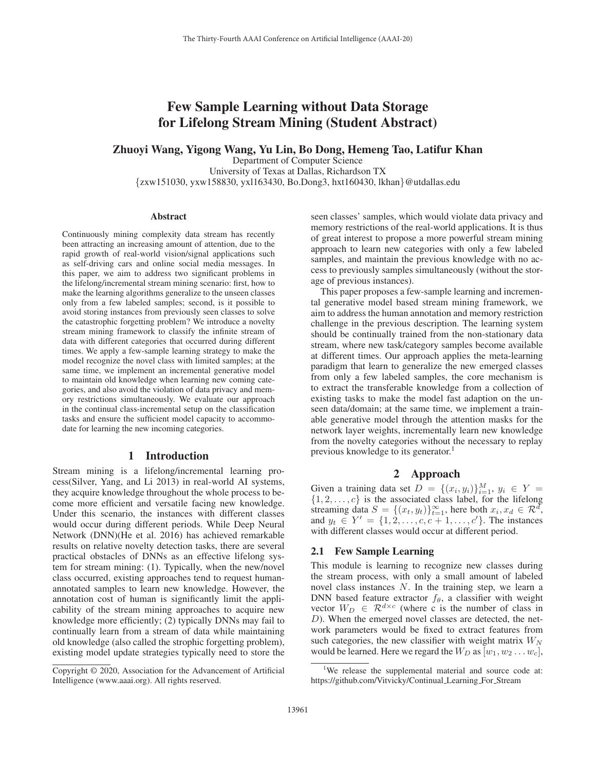# Few Sample Learning without Data Storage for Lifelong Stream Mining (Student Abstract)

**Zhuoyi Wang, Yigong Wang, Yu Lin, Bo Dong, Hemeng Tao, Latifur Khan**

Department of Computer Science
University of Texas at Dallas, Richardson TX
{zxw151030, yxw158830, yxl163430, Bo.Dong3, hxt160430, lkhan}@utdallas.edu

### Abstract

Continuously mining complexity data stream has recently been attracting an increasing amount of attention, due to the rapid growth of real-world vision/signal applications such as self-driving cars and online social media messages. In this paper, we aim to address two significant problems in the lifelong/incremental stream mining scenario: first, how to make the learning algorithms generalize to the unseen classes only from a few labeled samples; second, is it possible to avoid storing instances from previously seen classes to solve the catastrophic forgetting problem? We introduce a novelty stream mining framework to classify the infinite stream of data with different categories that occurred during different times. We apply a few-sample learning strategy to make the model recognize the novel class with limited samples; at the same time, we implement an incremental generative model to maintain old knowledge when learning new coming categories, and also avoid the violation of data privacy and memory restrictions simultaneously. We evaluate our approach in the continual class-incremental setup on the classification tasks and ensure the sufficient model capacity to accommodate for learning the new incoming categories.

## 1 Introduction

Stream mining is a lifelong/incremental learning process(Silver, Yang, and Li 2013) in real-world AI systems, they acquire knowledge throughout the whole process to become more efficient and versatile facing new knowledge. Under this scenario, the instances with different classes would occur during different periods. While Deep Neural Network (DNN)(He et al. 2016) has achieved remarkable results on relative novelty detection tasks, there are several practical obstacles of DNNs as an effective lifelong system for stream mining: (1). Typically, when the new/novel class occurred, existing approaches tend to request human-annotated samples to learn new knowledge. However, the annotation cost of human is significantly limit the applicability of the stream mining approaches to acquire new knowledge more efficiently; (2) typically DNNs may fail to continually learn from a stream of data while maintaining old knowledge (also called the strophic forgetting problem), existing model update strategies typically need to store the seen classes' samples, which would violate data privacy and memory restrictions of the real-world applications. It is thus of great interest to propose a more powerful stream mining approach to learn new categories with only a few labeled samples, and maintain the previous knowledge with no access to previously samples simultaneously (without the storage of previous instances).

This paper proposes a few-sample learning and incremental generative model based stream mining framework, we aim to address the human annotation and memory restriction challenge in the previous description. The learning system should be continually trained from the non-stationary data stream, where new task/category samples become available at different times. Our approach applies the meta-learning paradigm that learn to generalize the new emerged classes from only a few labeled samples, the core mechanism is to extract the transferable knowledge from a collection of existing tasks to make the model fast adaption on the unseen data/domain; at the same time, we implement a trainable generative model through the attention masks for the network layer weights, incrementally learn new knowledge from the novelty categories without the necessary to replay previous knowledge to its generator.[1]

## 2 Approach

Given a training data set $D = \{(x_i, y_i)\}_{i=1}^{M}$, $y_i \in Y = \{1, 2, \ldots, c\}$ is the associated class label, for the lifelong streaming data $S = \{(x_t, y_t)\}_{t=1}^{\infty}$, here both $x_i, x_d \in \mathcal{R}^d$, and $y_t \in Y' = \{1, 2, \ldots, c, c+1, \ldots, c'\}$. The instances with different classes would occur at different period.

### 2.1 Few Sample Learning

This module is learning to recognize new classes during the stream process, with only a small amount of labeled novel class instances $N$. In the training step, we learn a DNN based feature extractor $f_\theta$, a classifier with weight vector $W_D \in \mathcal{R}^{d \times c}$ (where c is the number of class in $D$). When the emerged novel classes are detected, the network parameters would be fixed to extract features from such categories, the new classifier with weight matrix $W_N$ would be learned. Here we regard the $W_D$ as $[w_1, w_2 \ldots w_c]$,

---

Copyright © 2020, Association for the Advancement of Artificial Intelligence (www.aaai.org). All rights reserved.

[1] We release the supplemental material and source code at: https://github.com/Vitvicky/Continual_Learning_For_Stream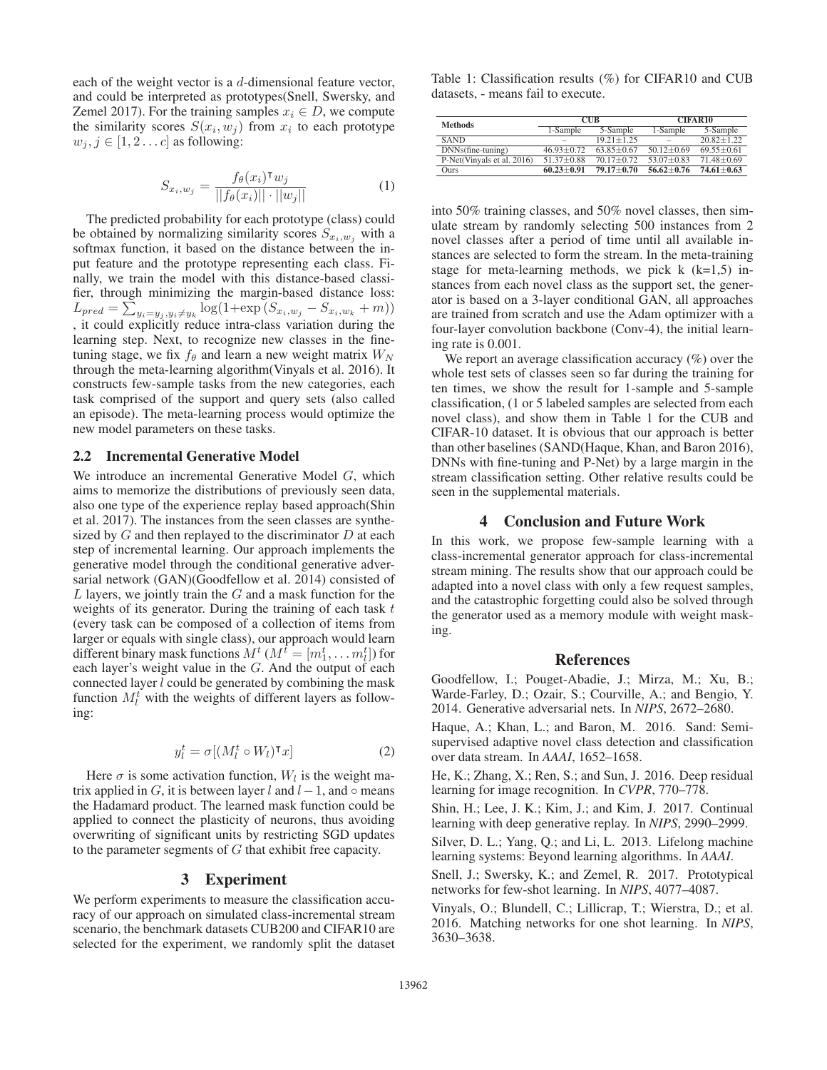each of the weight vector is a $d$-dimensional feature vector, and could be interpreted as prototypes(Snell, Swersky, and Zemel 2017). For the training samples $x_i \in D$, we compute the similarity scores $S(x_i, w_j)$ from $x_i$ to each prototype $w_j, j \in [1, 2 \dots c]$ as following:

$$S_{x_i,w_j} = \frac{f_\theta(x_i)^\intercal w_j}{||f_\theta(x_i)|| \cdot ||w_j||} \tag{1}$$

The predicted probability for each prototype (class) could be obtained by normalizing similarity scores $S_{x_i,w_j}$ with a softmax function, it based on the distance between the input feature and the prototype representing each class. Finally, we train the model with this distance-based classifier, through minimizing the margin-based distance loss: $L_{pred} = \sum_{y_i=y_j,y_i\neq y_k} \log(1+\exp{(S_{x_i,w_j} - S_{x_i,w_k} + m)})$, it could explicitly reduce intra-class variation during the learning step. Next, to recognize new classes in the fine-tuning stage, we fix $f_\theta$ and learn a new weight matrix $W_N$ through the meta-learning algorithm(Vinyals et al. 2016). It constructs few-sample tasks from the new categories, each task comprised of the support and query sets (also called an episode). The meta-learning process would optimize the new model parameters on these tasks.

### 2.2 Incremental Generative Model

We introduce an incremental Generative Model $G$, which aims to memorize the distributions of previously seen data, also one type of the experience replay based approach(Shin et al. 2017). The instances from the seen classes are synthesized by $G$ and then replayed to the discriminator $D$ at each step of incremental learning. Our approach implements the generative model through the conditional generative adversarial network (GAN)(Goodfellow et al. 2014) consisted of $L$ layers, we jointly train the $G$ and a mask function for the weights of its generator. During the training of each task $t$ (every task can be composed of a collection of items from larger or equals with single class), our approach would learn different binary mask functions $M^t$ ($M^t = [m_1^t, \dots m_l^t]$) for each layer's weight value in the $G$. And the output of each connected layer $l$ could be generated by combining the mask function $M_l^t$ with the weights of different layers as following:

$$y_l^t = \sigma[(M_l^t \circ W_l)^\intercal x] \tag{2}$$

Here $\sigma$ is some activation function, $W_l$ is the weight matrix applied in $G$, it is between layer $l$ and $l-1$, and $\circ$ means the Hadamard product. The learned mask function could be applied to connect the plasticity of neurons, thus avoiding overwriting of significant units by restricting SGD updates to the parameter segments of $G$ that exhibit free capacity.

## 3 Experiment

We perform experiments to measure the classification accuracy of our approach on simulated class-incremental stream scenario, the benchmark datasets CUB200 and CIFAR10 are selected for the experiment, we randomly split the dataset into 50% training classes, and 50% novel classes, then simulate stream by randomly selecting 500 instances from 2 novel classes after a period of time until all available instances are selected to form the stream. In the meta-training stage for meta-learning methods, we pick k (k=1,5) instances from each novel class as the support set, the generator is based on a 3-layer conditional GAN, all approaches are trained from scratch and use the Adam optimizer with a four-layer convolution backbone (Conv-4), the initial learning rate is 0.001.

We report an average classification accuracy (%) over the whole test sets of classes seen so far during the training for ten times, we show the result for 1-sample and 5-sample classification, (1 or 5 labeled samples are selected from each novel class), and show them in Table 1 for the CUB and CIFAR-10 dataset. It is obvious that our approach is better than other baselines (SAND(Haque, Khan, and Baron 2016), DNNs with fine-tuning and P-Net) by a large margin in the stream classification setting. Other relative results could be seen in the supplemental materials.

Table 1: Classification results (%) for CIFAR10 and CUB datasets, - means fail to execute.

| Methods | CUB | | CIFAR10 | |
|---|---|---|---|---|
| | 1-Sample | 5-Sample | 1-Sample | 5-Sample |
| SAND | – | 19.21±1.25 | – | 20.82±1.22 |
| DNNs(fine-tuning) | 46.93±0.72 | 63.85±0.67 | 50.12±0.69 | 69.55±0.61 |
| P-Net(Vinyals et al. 2016) | 51.37±0.88 | 70.17±0.72 | 53.07±0.83 | 71.48±0.69 |
| Ours | **60.23±0.91** | **79.17±0.70** | **56.62±0.76** | **74.61±0.63** |

## 4 Conclusion and Future Work

In this work, we propose few-sample learning with a class-incremental generator approach for class-incremental stream mining. The results show that our approach could be adapted into a novel class with only a few request samples, and the catastrophic forgetting could also be solved through the generator used as a memory module with weight masking.

## References

Goodfellow, I.; Pouget-Abadie, J.; Mirza, M.; Xu, B.; Warde-Farley, D.; Ozair, S.; Courville, A.; and Bengio, Y. 2014. Generative adversarial nets. In *NIPS*, 2672–2680.

Haque, A.; Khan, L.; and Baron, M. 2016. Sand: Semi-supervised adaptive novel class detection and classification over data stream. In *AAAI*, 1652–1658.

He, K.; Zhang, X.; Ren, S.; and Sun, J. 2016. Deep residual learning for image recognition. In *CVPR*, 770–778.

Shin, H.; Lee, J. K.; Kim, J.; and Kim, J. 2017. Continual learning with deep generative replay. In *NIPS*, 2990–2999.

Silver, D. L.; Yang, Q.; and Li, L. 2013. Lifelong machine learning systems: Beyond learning algorithms. In *AAAI*.

Snell, J.; Swersky, K.; and Zemel, R. 2017. Prototypical networks for few-shot learning. In *NIPS*, 4077–4087.

Vinyals, O.; Blundell, C.; Lillicrap, T.; Wierstra, D.; et al. 2016. Matching networks for one shot learning. In *NIPS*, 3630–3638.